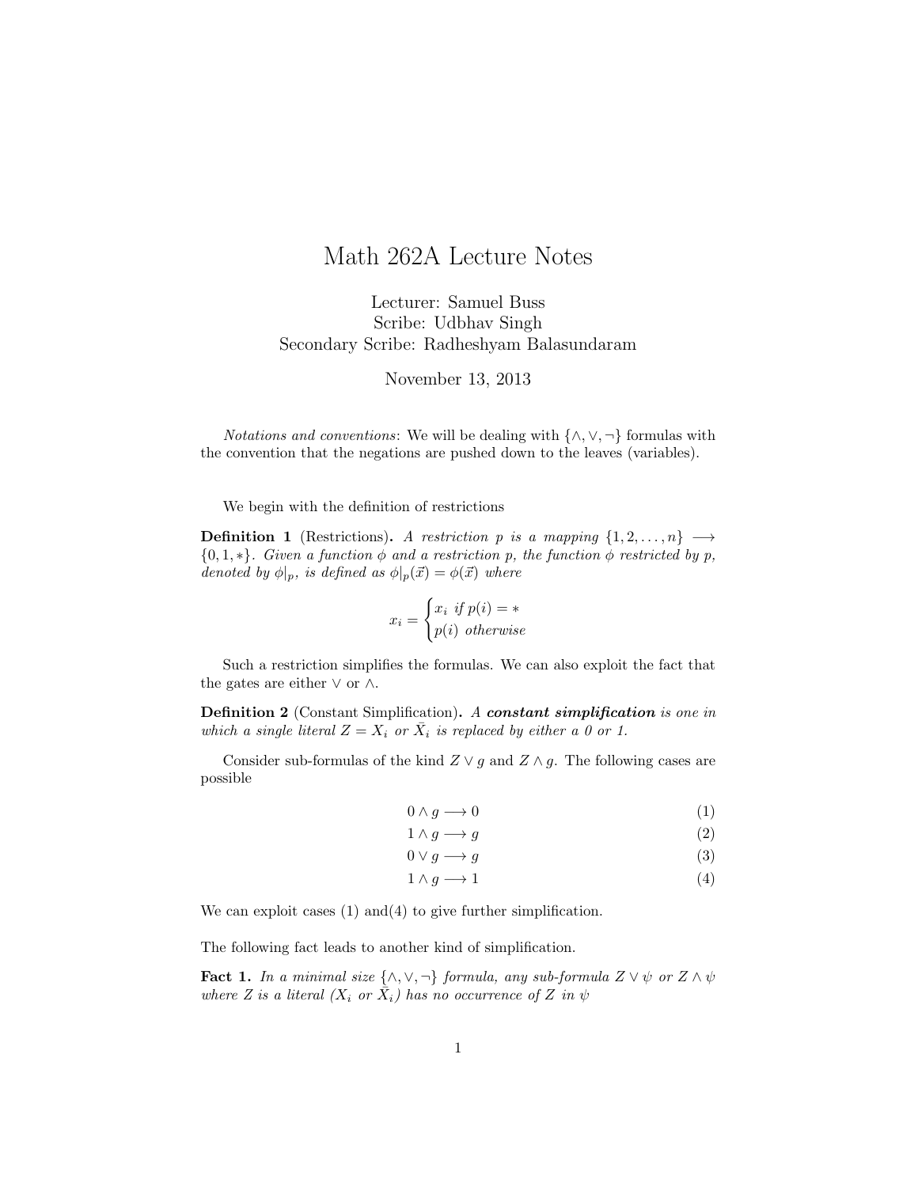# Math 262A Lecture Notes

Lecturer: Samuel Buss
Scribe: Udbhav Singh
Secondary Scribe: Radheshyam Balasundaram

November 13, 2013

*Notations and conventions*: We will be dealing with $\{\wedge, \vee, \neg\}$ formulas with the convention that the negations are pushed down to the leaves (variables).

We begin with the definition of restrictions

**Definition 1** (Restrictions)**.** *A restriction $p$ is a mapping $\{1, 2, \ldots, n\} \longrightarrow \{0, 1, *\}$. Given a function $\phi$ and a restriction $p$, the function $\phi$ restricted by $p$, denoted by $\phi|_p$, is defined as $\phi|_p(\vec{x}) = \phi(\vec{x})$ where*

$$x_i = \begin{cases} x_i \text{ if } p(i) = * \\ p(i) \text{ otherwise} \end{cases}$$

Such a restriction simplifies the formulas. We can also exploit the fact that the gates are either $\vee$ or $\wedge$.

**Definition 2** (Constant Simplification)**.** *A* ***constant simplification*** *is one in which a single literal $Z = X_i$ or $\bar{X}_i$ is replaced by either a 0 or 1.*

Consider sub-formulas of the kind $Z \vee g$ and $Z \wedge g$. The following cases are possible

$$0 \wedge g \longrightarrow 0 \tag{1}$$

$$1 \wedge g \longrightarrow g \tag{2}$$

$$0 \vee g \longrightarrow g \tag{3}$$

$$1 \wedge g \longrightarrow 1 \tag{4}$$

We can exploit cases (1) and(4) to give further simplification.

The following fact leads to another kind of simplification.

**Fact 1.** *In a minimal size $\{\wedge, \vee, \neg\}$ formula, any sub-formula $Z \vee \psi$ or $Z \wedge \psi$ where $Z$ is a literal ($X_i$ or $\bar{X}_i$) has no occurrence of $Z$ in $\psi$*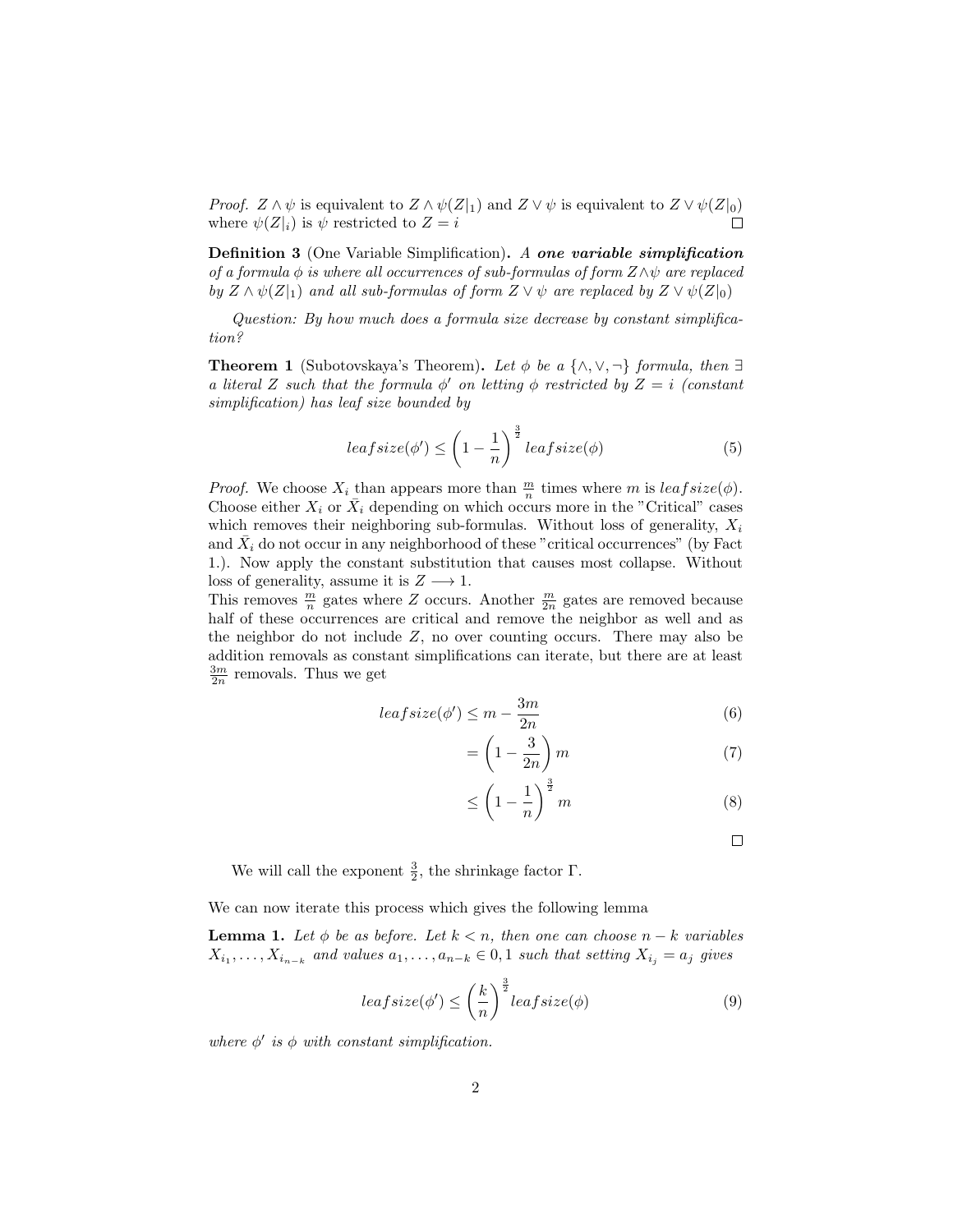*Proof.* $Z \wedge \psi$ is equivalent to $Z \wedge \psi(Z|_1)$ and $Z \vee \psi$ is equivalent to $Z \vee \psi(Z|_0)$ where $\psi(Z|_i)$ is $\psi$ restricted to $Z = i$ □

**Definition 3** (One Variable Simplification)**.** *A **one variable simplification** of a formula $\phi$ is where all occurrences of sub-formulas of form $Z \wedge \psi$ are replaced by $Z \wedge \psi(Z|_1)$ and all sub-formulas of form $Z \vee \psi$ are replaced by $Z \vee \psi(Z|_0)$*

*Question: By how much does a formula size decrease by constant simplification?*

**Theorem 1** (Subotovskaya's Theorem)**.** *Let $\phi$ be a $\{\wedge, \vee, \neg\}$ formula, then $\exists$ a literal $Z$ such that the formula $\phi'$ on letting $\phi$ restricted by $Z = i$ (constant simplification) has leaf size bounded by*

$$leafsize(\phi') \leq \left(1 - \frac{1}{n}\right)^{\frac{3}{2}} leafsize(\phi) \tag{5}$$

*Proof.* We choose $X_i$ than appears more than $\frac{m}{n}$ times where $m$ is $leafsize(\phi)$. Choose either $X_i$ or $\bar{X}_i$ depending on which occurs more in the "Critical" cases which removes their neighboring sub-formulas. Without loss of generality, $X_i$ and $\bar{X}_i$ do not occur in any neighborhood of these "critical occurrences" (by Fact 1.). Now apply the constant substitution that causes most collapse. Without loss of generality, assume it is $Z \longrightarrow 1$.
This removes $\frac{m}{n}$ gates where $Z$ occurs. Another $\frac{m}{2n}$ gates are removed because half of these occurrences are critical and remove the neighbor as well and as the neighbor do not include $Z$, no over counting occurs. There may also be addition removals as constant simplifications can iterate, but there are at least $\frac{3m}{2n}$ removals. Thus we get

$$leafsize(\phi') \leq m - \frac{3m}{2n} \tag{6}$$

$$= \left(1 - \frac{3}{2n}\right) m \tag{7}$$

$$\leq \left(1 - \frac{1}{n}\right)^{\frac{3}{2}} m \tag{8}$$

□

We will call the exponent $\frac{3}{2}$, the shrinkage factor $\Gamma$.

We can now iterate this process which gives the following lemma

**Lemma 1.** *Let $\phi$ be as before. Let $k < n$, then one can choose $n - k$ variables $X_{i_1}, \ldots, X_{i_{n-k}}$ and values $a_1, \ldots, a_{n-k} \in 0, 1$ such that setting $X_{i_j} = a_j$ gives*

$$leafsize(\phi') \leq \left(\frac{k}{n}\right)^{\frac{3}{2}} leafsize(\phi) \tag{9}$$

*where $\phi'$ is $\phi$ with constant simplification.*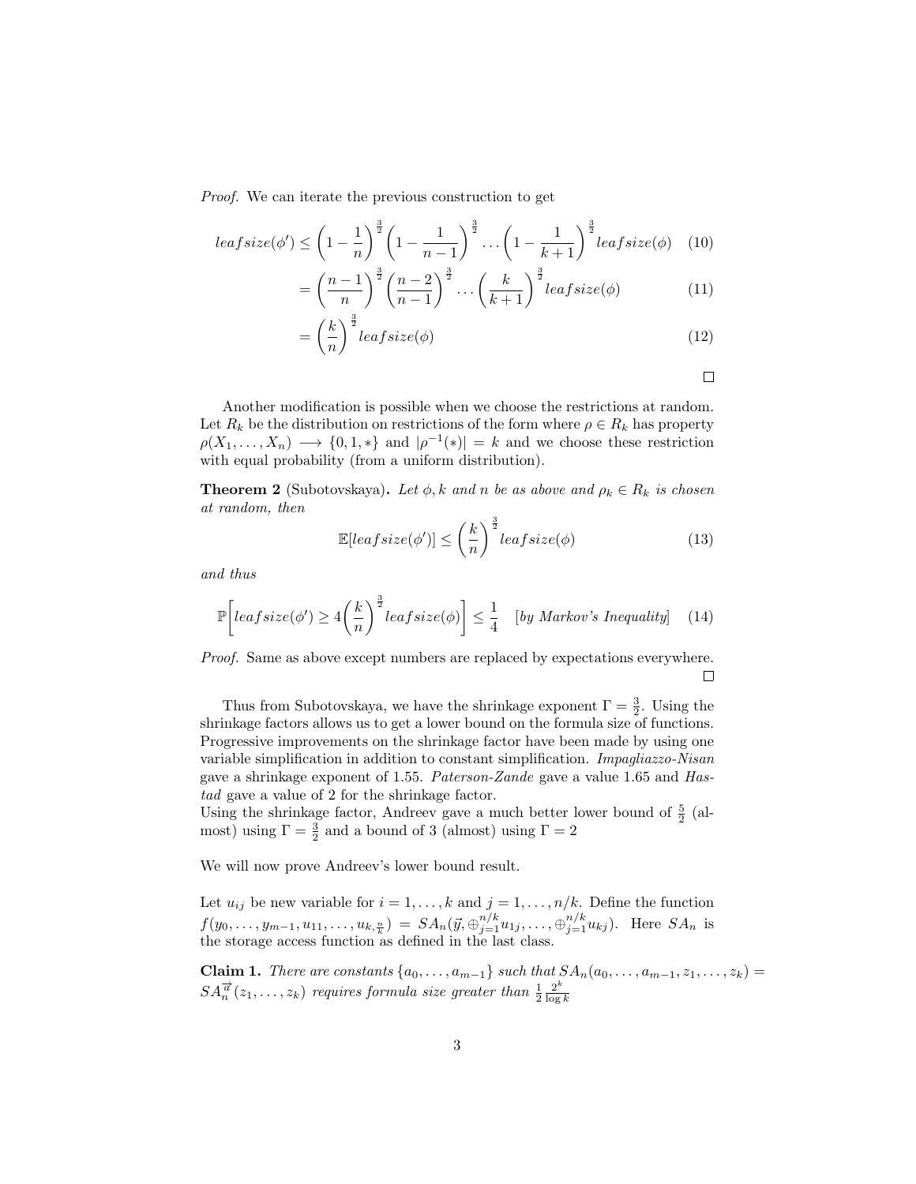*Proof.* We can iterate the previous construction to get

$$leafsize(\phi') \leq \left(1 - \frac{1}{n}\right)^{\frac{3}{2}} \left(1 - \frac{1}{n-1}\right)^{\frac{3}{2}} \dots \left(1 - \frac{1}{k+1}\right)^{\frac{3}{2}} leafsize(\phi) \quad (10)$$

$$= \left(\frac{n-1}{n}\right)^{\frac{3}{2}} \left(\frac{n-2}{n-1}\right)^{\frac{3}{2}} \dots \left(\frac{k}{k+1}\right)^{\frac{3}{2}} leafsize(\phi) \quad (11)$$

$$= \left(\frac{k}{n}\right)^{\frac{3}{2}} leafsize(\phi) \quad (12)$$

□

Another modification is possible when we choose the restrictions at random. Let $R_k$ be the distribution on restrictions of the form where $\rho \in R_k$ has property $\rho(X_1, \dots, X_n) \longrightarrow \{0, 1, *\}$ and $|\rho^{-1}(*)| = k$ and we choose these restriction with equal probability (from a uniform distribution).

**Theorem 2** (Subotovskaya)**.** *Let $\phi, k$ and $n$ be as above and $\rho_k \in R_k$ is chosen at random, then*

$$\mathbb{E}[leafsize(\phi')] \leq \left(\frac{k}{n}\right)^{\frac{3}{2}} leafsize(\phi) \quad (13)$$

*and thus*

$$\mathbb{P}\left[leafsize(\phi') \geq 4\left(\frac{k}{n}\right)^{\frac{3}{2}} leafsize(\phi)\right] \leq \frac{1}{4} \quad [\text{by Markov's Inequality}] \quad (14)$$

*Proof.* Same as above except numbers are replaced by expectations everywhere. □

Thus from Subotovskaya, we have the shrinkage exponent $\Gamma = \frac{3}{2}$. Using the shrinkage factors allows us to get a lower bound on the formula size of functions. Progressive improvements on the shrinkage factor have been made by using one variable simplification in addition to constant simplification. *Impagliazzo-Nisan* gave a shrinkage exponent of 1.55. *Paterson-Zande* gave a value 1.65 and *Hastad* gave a value of 2 for the shrinkage factor.
Using the shrinkage factor, Andreev gave a much better lower bound of $\frac{5}{2}$ (almost) using $\Gamma = \frac{3}{2}$ and a bound of 3 (almost) using $\Gamma = 2$

We will now prove Andreev's lower bound result.

Let $u_{ij}$ be new variable for $i = 1, \dots, k$ and $j = 1, \dots, n/k$. Define the function $f(y_0, \dots, y_{m-1}, u_{11}, \dots, u_{k,\frac{n}{k}}) = SA_n(\vec{y}, \oplus_{j=1}^{n/k} u_{1j}, \dots, \oplus_{j=1}^{n/k} u_{kj})$. Here $SA_n$ is the storage access function as defined in the last class.

**Claim 1.** *There are constants $\{a_0, \dots, a_{m-1}\}$ such that $SA_n(a_0, \dots, a_{m-1}, z_1, \dots, z_k) = SA_n^{\vec{a}}(z_1, \dots, z_k)$ requires formula size greater than $\frac{1}{2}\frac{2^k}{\log k}$*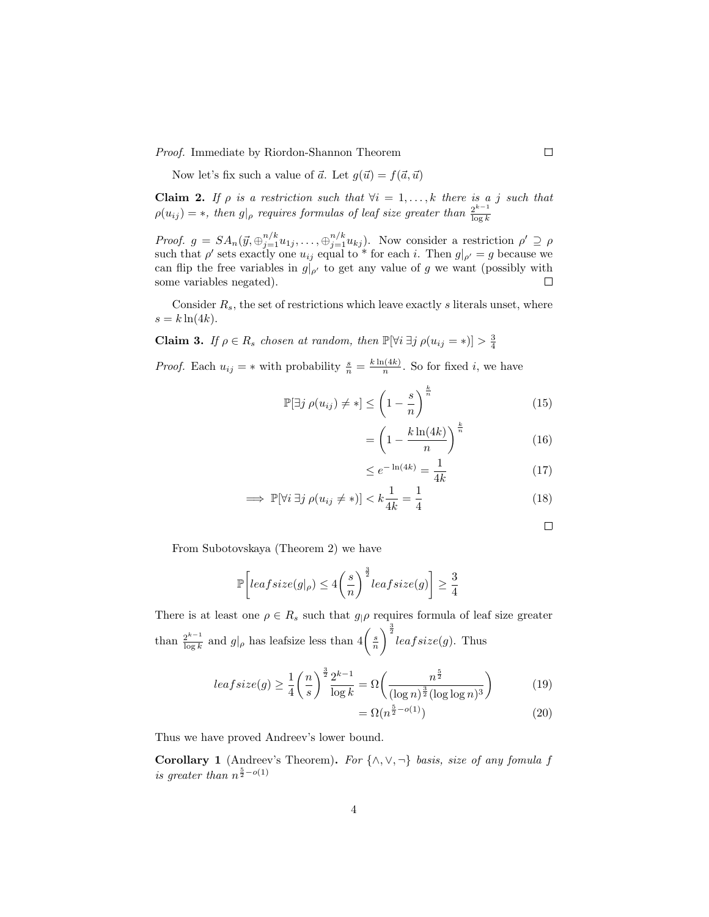*Proof.* Immediate by Riordon-Shannon Theorem □

Now let's fix such a value of $\vec{a}$. Let $g(\vec{u}) = f(\vec{a}, \vec{u})$

**Claim 2.** *If $\rho$ is a restriction such that $\forall i = 1, \dots, k$ there is a $j$ such that $\rho(u_{ij}) = *$, then $g|_\rho$ requires formulas of leaf size greater than $\frac{2^{k-1}}{\log k}$*

*Proof.* $g = SA_n(\vec{y}, \oplus_{j=1}^{n/k} u_{1j}, \dots, \oplus_{j=1}^{n/k} u_{kj})$. Now consider a restriction $\rho' \supseteq \rho$ such that $\rho'$ sets exactly one $u_{ij}$ equal to * for each $i$. Then $g|_{\rho'} = g$ because we can flip the free variables in $g|_{\rho'}$ to get any value of $g$ we want (possibly with some variables negated). □

Consider $R_s$, the set of restrictions which leave exactly $s$ literals unset, where $s = k \ln(4k)$.

**Claim 3.** *If $\rho \in R_s$ chosen at random, then $\mathbb{P}[\forall i \, \exists j \, \rho(u_{ij} = *)] > \frac{3}{4}$*

*Proof.* Each $u_{ij} = *$ with probability $\frac{s}{n} = \frac{k \ln(4k)}{n}$. So for fixed $i$, we have

$$\mathbb{P}[\exists j \, \rho(u_{ij}) \neq *] \leq \left(1 - \frac{s}{n}\right)^{\frac{k}{n}} \tag{15}$$

$$= \left(1 - \frac{k \ln(4k)}{n}\right)^{\frac{k}{n}} \tag{16}$$

$$\leq e^{-\ln(4k)} = \frac{1}{4k} \tag{17}$$

$$\implies \mathbb{P}[\forall i \, \exists j \, \rho(u_{ij} \neq *)] < k \frac{1}{4k} = \frac{1}{4} \tag{18}$$

□

From Subotovskaya (Theorem 2) we have

$$\mathbb{P}\left[leafsize(g|_\rho) \leq 4\left(\frac{s}{n}\right)^{\frac{3}{2}} leafsize(g)\right] \geq \frac{3}{4}$$

There is at least one $\rho \in R_s$ such that $g_|\rho$ requires formula of leaf size greater than $\frac{2^{k-1}}{\log k}$ and $g|_\rho$ has leafsize less than $4\left(\frac{s}{n}\right)^{\frac{3}{2}} leafsize(g)$. Thus

$$leafsize(g) \geq \frac{1}{4}\left(\frac{n}{s}\right)^{\frac{3}{2}} \frac{2^{k-1}}{\log k} = \Omega\left(\frac{n^{\frac{5}{2}}}{(\log n)^{\frac{3}{2}} (\log \log n)^3}\right) \tag{19}$$

$$= \Omega(n^{\frac{5}{2} - o(1)}) \tag{20}$$

Thus we have proved Andreev's lower bound.

**Corollary 1** (Andreev's Theorem)**.** *For $\{\wedge, \vee, \neg\}$ basis, size of any fomula $f$ is greater than $n^{\frac{5}{2} - o(1)}$*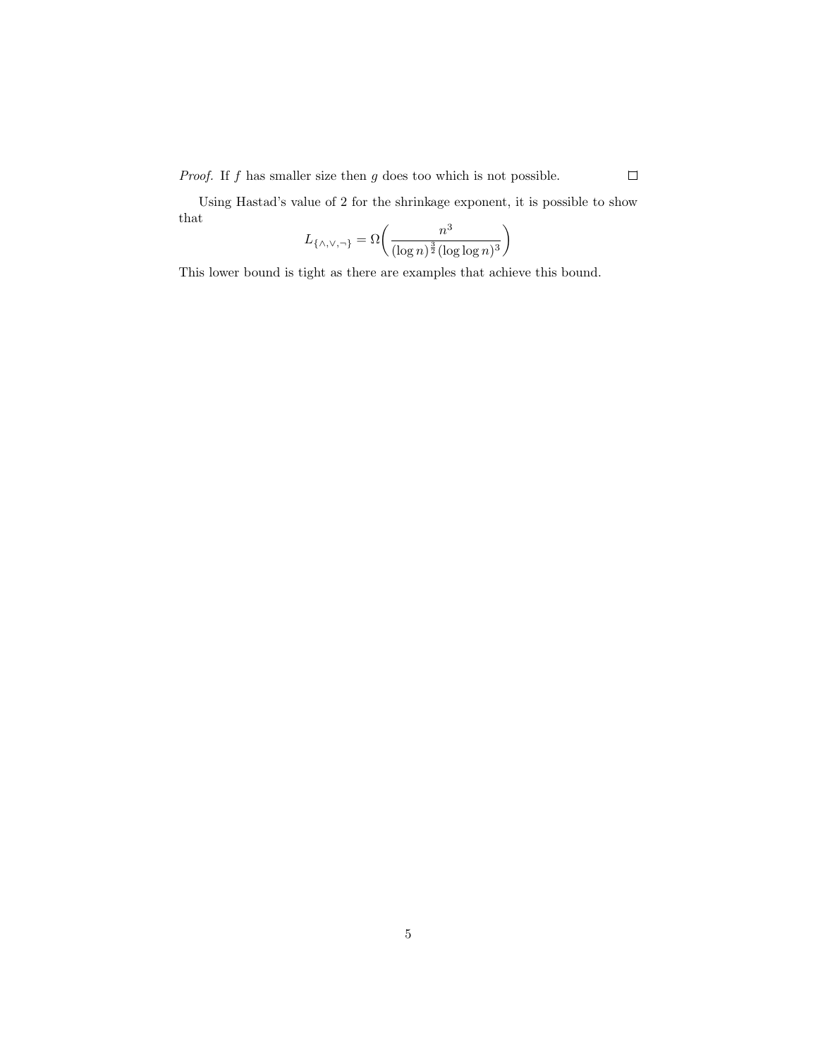*Proof.* If $f$ has smaller size then $g$ does too which is not possible. □

Using Hastad's value of 2 for the shrinkage exponent, it is possible to show that

$$L_{\{\wedge,\vee,\neg\}} = \Omega\left(\frac{n^3}{(\log n)^{\frac{3}{2}}(\log\log n)^3}\right)$$

This lower bound is tight as there are examples that achieve this bound.